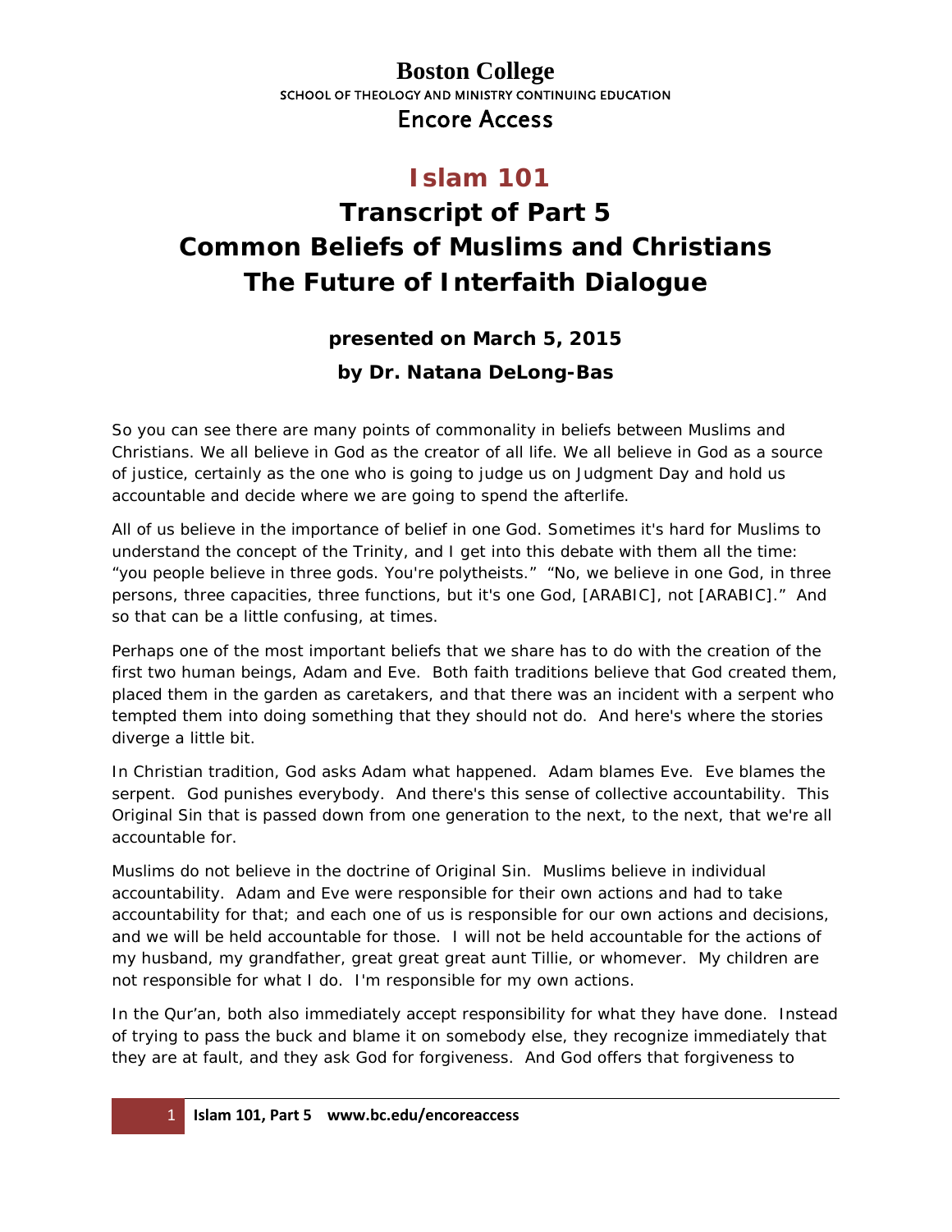**Boston College**
SCHOOL OF THEOLOGY AND MINISTRY CONTINUING EDUCATION
Encore Access

# Islam 101

# Transcript of Part 5
# Common Beliefs of Muslims and Christians
# The Future of Interfaith Dialogue

**presented on March 5, 2015**

**by Dr. Natana DeLong-Bas**

So you can see there are many points of commonality in beliefs between Muslims and Christians. We all believe in God as the creator of all life. We all believe in God as a source of justice, certainly as the one who is going to judge us on Judgment Day and hold us accountable and decide where we are going to spend the afterlife.

All of us believe in the importance of belief in one God. Sometimes it's hard for Muslims to understand the concept of the Trinity, and I get into this debate with them all the time: "you people believe in three gods. You're polytheists." "No, we believe in one God, in three persons, three capacities, three functions, but it's one God, [ARABIC], not [ARABIC]." And so that can be a little confusing, at times.

Perhaps one of the most important beliefs that we share has to do with the creation of the first two human beings, Adam and Eve. Both faith traditions believe that God created them, placed them in the garden as caretakers, and that there was an incident with a serpent who tempted them into doing something that they should not do. And here's where the stories diverge a little bit.

In Christian tradition, God asks Adam what happened. Adam blames Eve. Eve blames the serpent. God punishes everybody. And there's this sense of collective accountability. This Original Sin that is passed down from one generation to the next, to the next, that we're all accountable for.

Muslims do not believe in the doctrine of Original Sin. Muslims believe in individual accountability. Adam and Eve were responsible for their own actions and had to take accountability for that; and each one of us is responsible for our own actions and decisions, and we will be held accountable for those. I will not be held accountable for the actions of my husband, my grandfather, great great great aunt Tillie, or whomever. My children are not responsible for what I do. I'm responsible for my own actions.

In the Qur'an, both also immediately accept responsibility for what they have done. Instead of trying to pass the buck and blame it on somebody else, they recognize immediately that they are at fault, and they ask God for forgiveness. And God offers that forgiveness to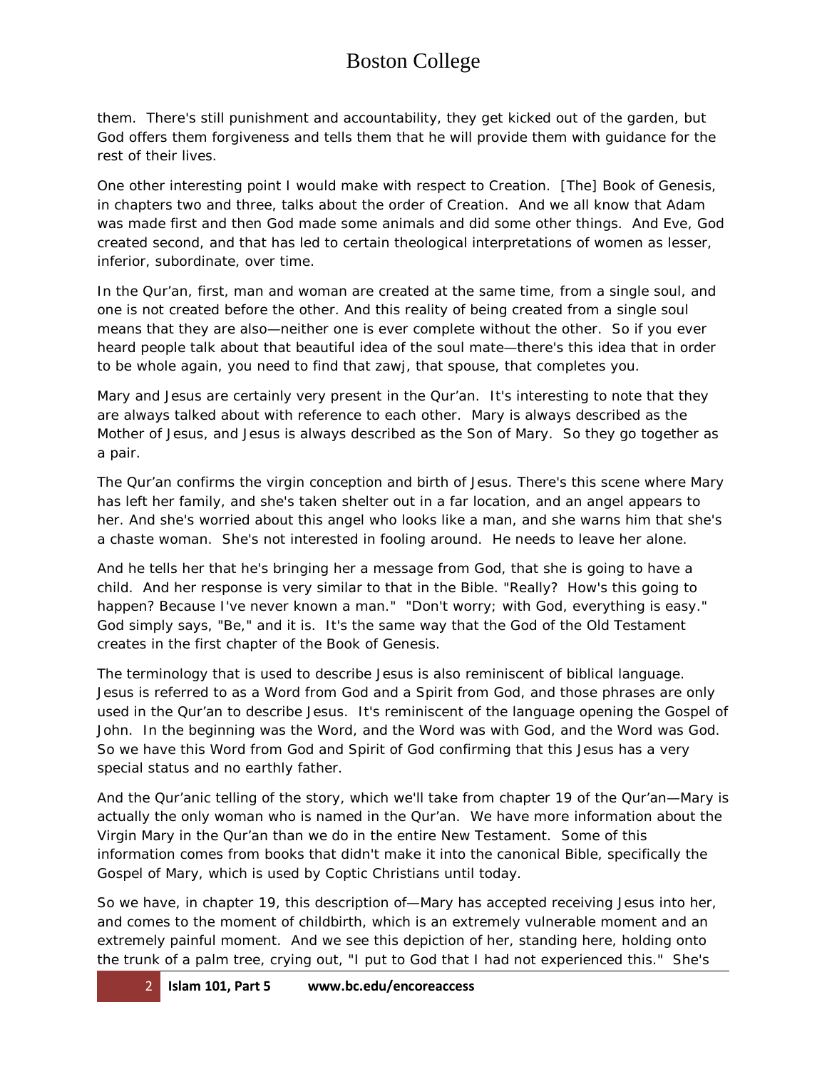them. There's still punishment and accountability, they get kicked out of the garden, but God offers them forgiveness and tells them that he will provide them with guidance for the rest of their lives.

One other interesting point I would make with respect to Creation. [The] Book of Genesis, in chapters two and three, talks about the order of Creation. And we all know that Adam was made first and then God made some animals and did some other things. And Eve, God created second, and that has led to certain theological interpretations of women as lesser, inferior, subordinate, over time.

In the Qur'an, first, man and woman are created at the same time, from a single soul, and one is not created before the other. And this reality of being created from a single soul means that they are also—neither one is ever complete without the other. So if you ever heard people talk about that beautiful idea of the soul mate—there's this idea that in order to be whole again, you need to find that zawj, that spouse, that completes you.

Mary and Jesus are certainly very present in the Qur'an. It's interesting to note that they are always talked about with reference to each other. Mary is always described as the Mother of Jesus, and Jesus is always described as the Son of Mary. So they go together as a pair.

The Qur'an confirms the virgin conception and birth of Jesus. There's this scene where Mary has left her family, and she's taken shelter out in a far location, and an angel appears to her. And she's worried about this angel who looks like a man, and she warns him that she's a chaste woman. She's not interested in fooling around. He needs to leave her alone.

And he tells her that he's bringing her a message from God, that she is going to have a child. And her response is very similar to that in the Bible. "Really? How's this going to happen? Because I've never known a man." "Don't worry; with God, everything is easy." God simply says, "Be," and it is. It's the same way that the God of the Old Testament creates in the first chapter of the Book of Genesis.

The terminology that is used to describe Jesus is also reminiscent of biblical language. Jesus is referred to as a Word from God and a Spirit from God, and those phrases are only used in the Qur'an to describe Jesus. It's reminiscent of the language opening the Gospel of John. In the beginning was the Word, and the Word was with God, and the Word was God. So we have this Word from God and Spirit of God confirming that this Jesus has a very special status and no earthly father.

And the Qur'anic telling of the story, which we'll take from chapter 19 of the Qur'an—Mary is actually the only woman who is named in the Qur'an. We have more information about the Virgin Mary in the Qur'an than we do in the entire New Testament. Some of this information comes from books that didn't make it into the canonical Bible, specifically the Gospel of Mary, which is used by Coptic Christians until today.

So we have, in chapter 19, this description of—Mary has accepted receiving Jesus into her, and comes to the moment of childbirth, which is an extremely vulnerable moment and an extremely painful moment. And we see this depiction of her, standing here, holding onto the trunk of a palm tree, crying out, "I put to God that I had not experienced this." She's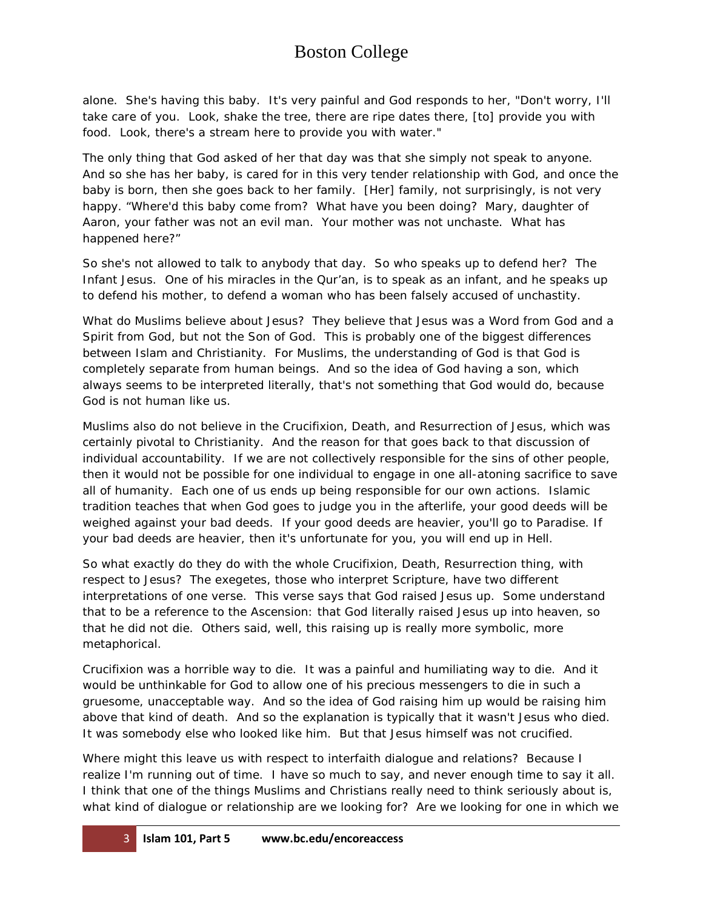alone. She's having this baby. It's very painful and God responds to her, "Don't worry, I'll take care of you. Look, shake the tree, there are ripe dates there, [to] provide you with food. Look, there's a stream here to provide you with water."

The only thing that God asked of her that day was that she simply not speak to anyone. And so she has her baby, is cared for in this very tender relationship with God, and once the baby is born, then she goes back to her family. [Her] family, not surprisingly, is not very happy. "Where'd this baby come from? What have you been doing? Mary, daughter of Aaron, your father was not an evil man. Your mother was not unchaste. What has happened here?"

So she's not allowed to talk to anybody that day. So who speaks up to defend her? The Infant Jesus. One of his miracles in the Qur'an, is to speak as an infant, and he speaks up to defend his mother, to defend a woman who has been falsely accused of unchastity.

What do Muslims believe about Jesus? They believe that Jesus was a Word from God and a Spirit from God, but not the Son of God. This is probably one of the biggest differences between Islam and Christianity. For Muslims, the understanding of God is that God is completely separate from human beings. And so the idea of God having a son, which always seems to be interpreted literally, that's not something that God would do, because God is not human like us.

Muslims also do not believe in the Crucifixion, Death, and Resurrection of Jesus, which was certainly pivotal to Christianity. And the reason for that goes back to that discussion of individual accountability. If we are not collectively responsible for the sins of other people, then it would not be possible for one individual to engage in one all-atoning sacrifice to save all of humanity. Each one of us ends up being responsible for our own actions. Islamic tradition teaches that when God goes to judge you in the afterlife, your good deeds will be weighed against your bad deeds. If your good deeds are heavier, you'll go to Paradise. If your bad deeds are heavier, then it's unfortunate for you, you will end up in Hell.

So what exactly do they do with the whole Crucifixion, Death, Resurrection thing, with respect to Jesus? The exegetes, those who interpret Scripture, have two different interpretations of one verse. This verse says that God raised Jesus up. Some understand that to be a reference to the Ascension: that God literally raised Jesus up into heaven, so that he did not die. Others said, well, this raising up is really more symbolic, more metaphorical.

Crucifixion was a horrible way to die. It was a painful and humiliating way to die. And it would be unthinkable for God to allow one of his precious messengers to die in such a gruesome, unacceptable way. And so the idea of God raising him up would be raising him above that kind of death. And so the explanation is typically that it wasn't Jesus who died. It was somebody else who looked like him. But that Jesus himself was not crucified.

Where might this leave us with respect to interfaith dialogue and relations? Because I realize I'm running out of time. I have so much to say, and never enough time to say it all. I think that one of the things Muslims and Christians really need to think seriously about is, what kind of dialogue or relationship are we looking for? Are we looking for one in which we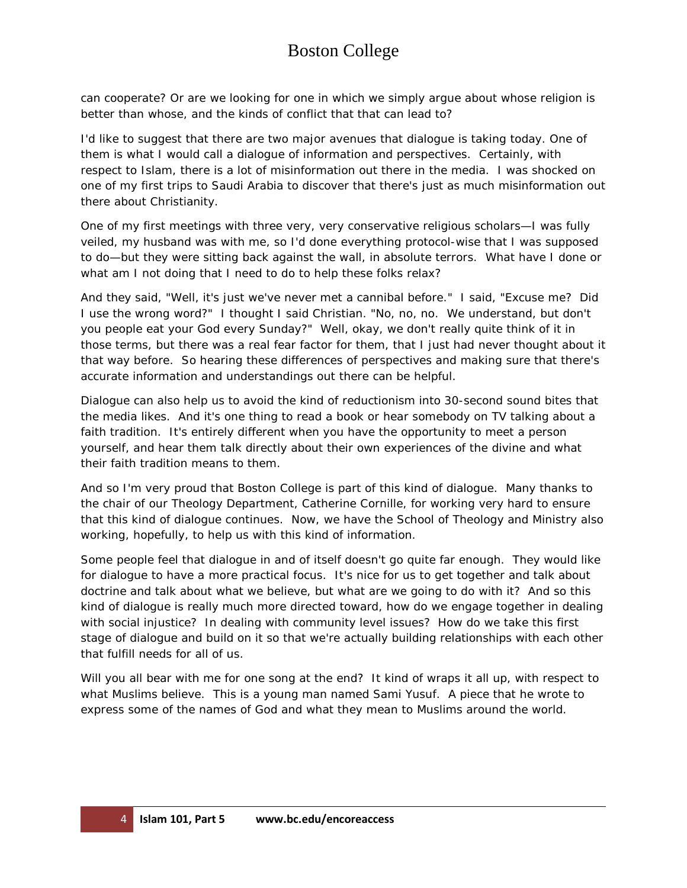can cooperate? Or are we looking for one in which we simply argue about whose religion is better than whose, and the kinds of conflict that that can lead to?

I'd like to suggest that there are two major avenues that dialogue is taking today. One of them is what I would call a dialogue of information and perspectives. Certainly, with respect to Islam, there is a lot of misinformation out there in the media. I was shocked on one of my first trips to Saudi Arabia to discover that there's just as much misinformation out there about Christianity.

One of my first meetings with three very, very conservative religious scholars—I was fully veiled, my husband was with me, so I'd done everything protocol-wise that I was supposed to do—but they were sitting back against the wall, in absolute terrors. What have I done or what am I not doing that I need to do to help these folks relax?

And they said, "Well, it's just we've never met a cannibal before." I said, "Excuse me? Did I use the wrong word?" I thought I said Christian. "No, no, no. We understand, but don't you people eat your God every Sunday?" Well, okay, we don't really quite think of it in those terms, but there was a real fear factor for them, that I just had never thought about it that way before. So hearing these differences of perspectives and making sure that there's accurate information and understandings out there can be helpful.

Dialogue can also help us to avoid the kind of reductionism into 30-second sound bites that the media likes. And it's one thing to read a book or hear somebody on TV talking about a faith tradition. It's entirely different when you have the opportunity to meet a person yourself, and hear them talk directly about their own experiences of the divine and what their faith tradition means to them.

And so I'm very proud that Boston College is part of this kind of dialogue. Many thanks to the chair of our Theology Department, Catherine Cornille, for working very hard to ensure that this kind of dialogue continues. Now, we have the School of Theology and Ministry also working, hopefully, to help us with this kind of information.

Some people feel that dialogue in and of itself doesn't go quite far enough. They would like for dialogue to have a more practical focus. It's nice for us to get together and talk about doctrine and talk about what we believe, but what are we going to do with it? And so this kind of dialogue is really much more directed toward, how do we engage together in dealing with social injustice? In dealing with community level issues? How do we take this first stage of dialogue and build on it so that we're actually building relationships with each other that fulfill needs for all of us.

Will you all bear with me for one song at the end? It kind of wraps it all up, with respect to what Muslims believe. This is a young man named Sami Yusuf. A piece that he wrote to express some of the names of God and what they mean to Muslims around the world.